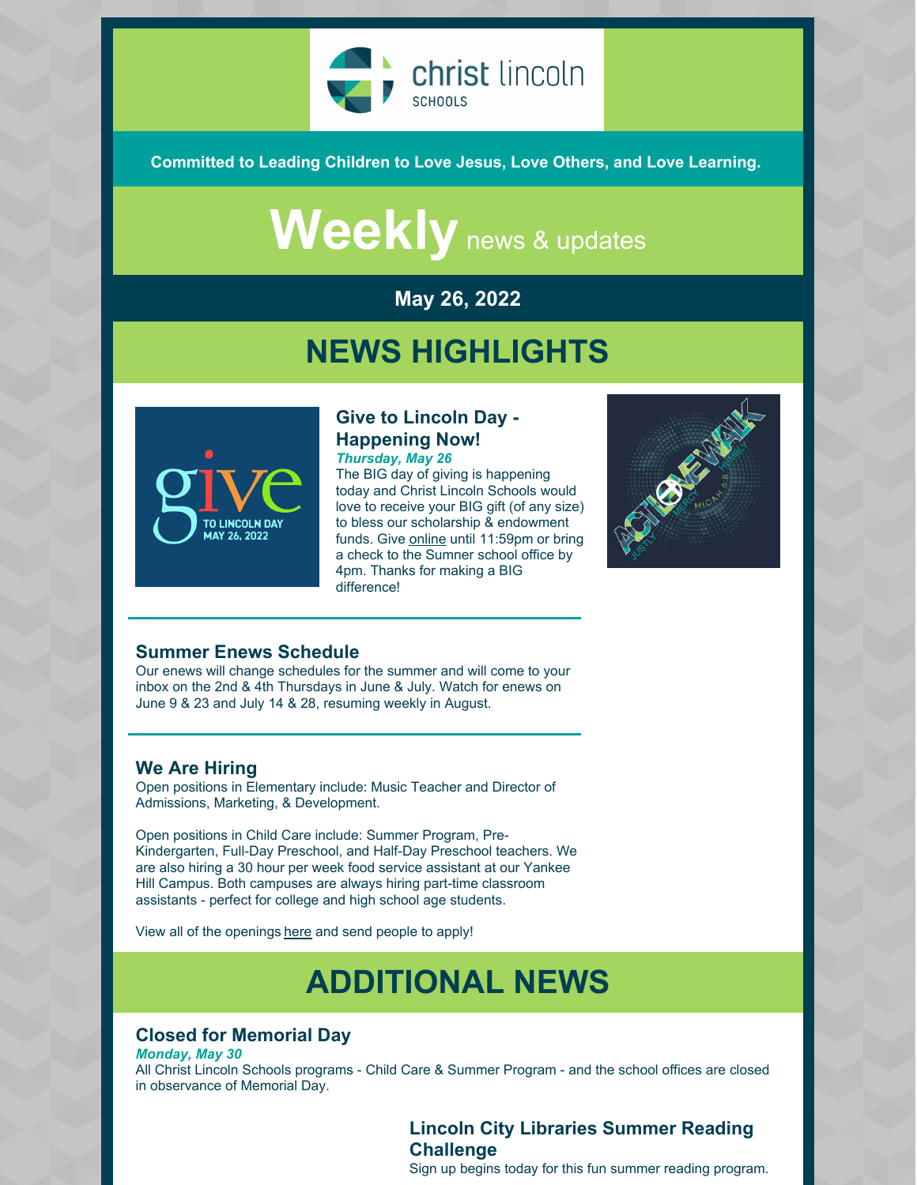christ lincoln SCHOOLS

**Committed to Leading Children to Love Jesus, Love Others, and Love Learning.**

# Weekly news & updates

**May 26, 2022**

# NEWS HIGHLIGHTS

### Give to Lincoln Day - Happening Now!

***Thursday, May 26***

The BIG day of giving is happening today and Christ Lincoln Schools would love to receive your BIG gift (of any size) to bless our scholarship & endowment funds. Give online until 11:59pm or bring a check to the Sumner school office by 4pm. Thanks for making a BIG difference!

### Summer Enews Schedule

Our enews will change schedules for the summer and will come to your inbox on the 2nd & 4th Thursdays in June & July. Watch for enews on June 9 & 23 and July 14 & 28, resuming weekly in August.

### We Are Hiring

Open positions in Elementary include: Music Teacher and Director of Admissions, Marketing, & Development.

Open positions in Child Care include: Summer Program, Pre-Kindergarten, Full-Day Preschool, and Half-Day Preschool teachers. We are also hiring a 30 hour per week food service assistant at our Yankee Hill Campus. Both campuses are always hiring part-time classroom assistants - perfect for college and high school age students.

View all of the openings here and send people to apply!

# ADDITIONAL NEWS

### Closed for Memorial Day

***Monday, May 30***

All Christ Lincoln Schools programs - Child Care & Summer Program - and the school offices are closed in observance of Memorial Day.

### Lincoln City Libraries Summer Reading Challenge

Sign up begins today for this fun summer reading program.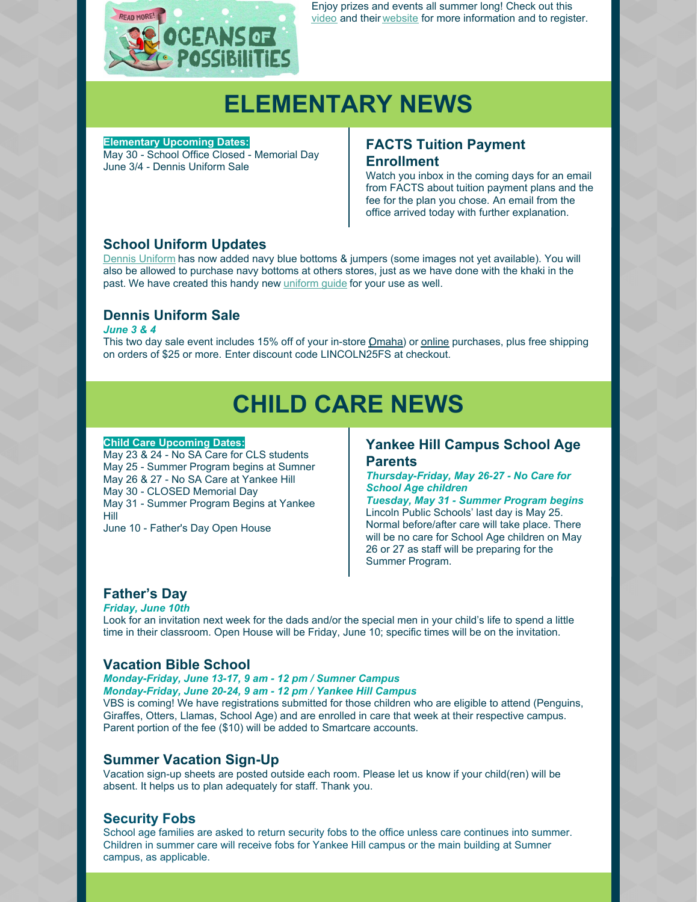Enjoy prizes and events all summer long! Check out this video and their website for more information and to register.

# ELEMENTARY NEWS

**Elementary Upcoming Dates:**
May 30 - School Office Closed - Memorial Day
June 3/4 - Dennis Uniform Sale

### FACTS Tuition Payment Enrollment

Watch you inbox in the coming days for an email from FACTS about tuition payment plans and the fee for the plan you chose. An email from the office arrived today with further explanation.

### School Uniform Updates

Dennis Uniform has now added navy blue bottoms & jumpers (some images not yet available). You will also be allowed to purchase navy bottoms at others stores, just as we have done with the khaki in the past. We have created this handy new uniform guide for your use as well.

### Dennis Uniform Sale

***June 3 & 4***

This two day sale event includes 15% off of your in-store Omaha) or online purchases, plus free shipping on orders of $25 or more. Enter discount code LINCOLN25FS at checkout.

# CHILD CARE NEWS

**Child Care Upcoming Dates:**
May 23 & 24 - No SA Care for CLS students
May 25 - Summer Program begins at Sumner
May 26 & 27 - No SA Care at Yankee Hill
May 30 - CLOSED Memorial Day
May 31 - Summer Program Begins at Yankee Hill
June 10 - Father's Day Open House

### Yankee Hill Campus School Age Parents

***Thursday-Friday, May 26-27 - No Care for School Age children***
***Tuesday, May 31 - Summer Program begins***

Lincoln Public Schools' last day is May 25. Normal before/after care will take place. There will be no care for School Age children on May 26 or 27 as staff will be preparing for the Summer Program.

### Father's Day

***Friday, June 10th***

Look for an invitation next week for the dads and/or the special men in your child's life to spend a little time in their classroom. Open House will be Friday, June 10; specific times will be on the invitation.

### Vacation Bible School

***Monday-Friday, June 13-17, 9 am - 12 pm / Sumner Campus***
***Monday-Friday, June 20-24, 9 am - 12 pm / Yankee Hill Campus***

VBS is coming! We have registrations submitted for those children who are eligible to attend (Penguins, Giraffes, Otters, Llamas, School Age) and are enrolled in care that week at their respective campus. Parent portion of the fee ($10) will be added to Smartcare accounts.

### Summer Vacation Sign-Up

Vacation sign-up sheets are posted outside each room. Please let us know if your child(ren) will be absent. It helps us to plan adequately for staff. Thank you.

### Security Fobs

School age families are asked to return security fobs to the office unless care continues into summer. Children in summer care will receive fobs for Yankee Hill campus or the main building at Sumner campus, as applicable.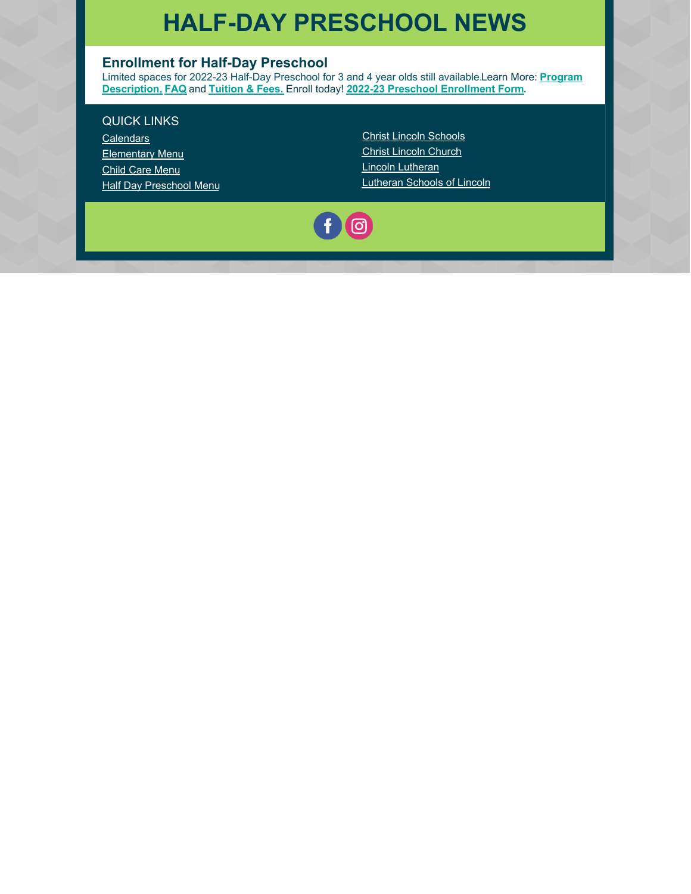# HALF-DAY PRESCHOOL NEWS

## Enrollment for Half-Day Preschool

Limited spaces for 2022-23 Half-Day Preschool for 3 and 4 year olds still available.Learn More: **Program Description, FAQ** and **Tuition & Fees.** Enroll today! **2022-23 Preschool Enrollment Form.**

QUICK LINKS

- Calendars
- Elementary Menu
- Child Care Menu
- Half Day Preschool Menu
- Christ Lincoln Schools
- Christ Lincoln Church
- Lincoln Lutheran
- Lutheran Schools of Lincoln